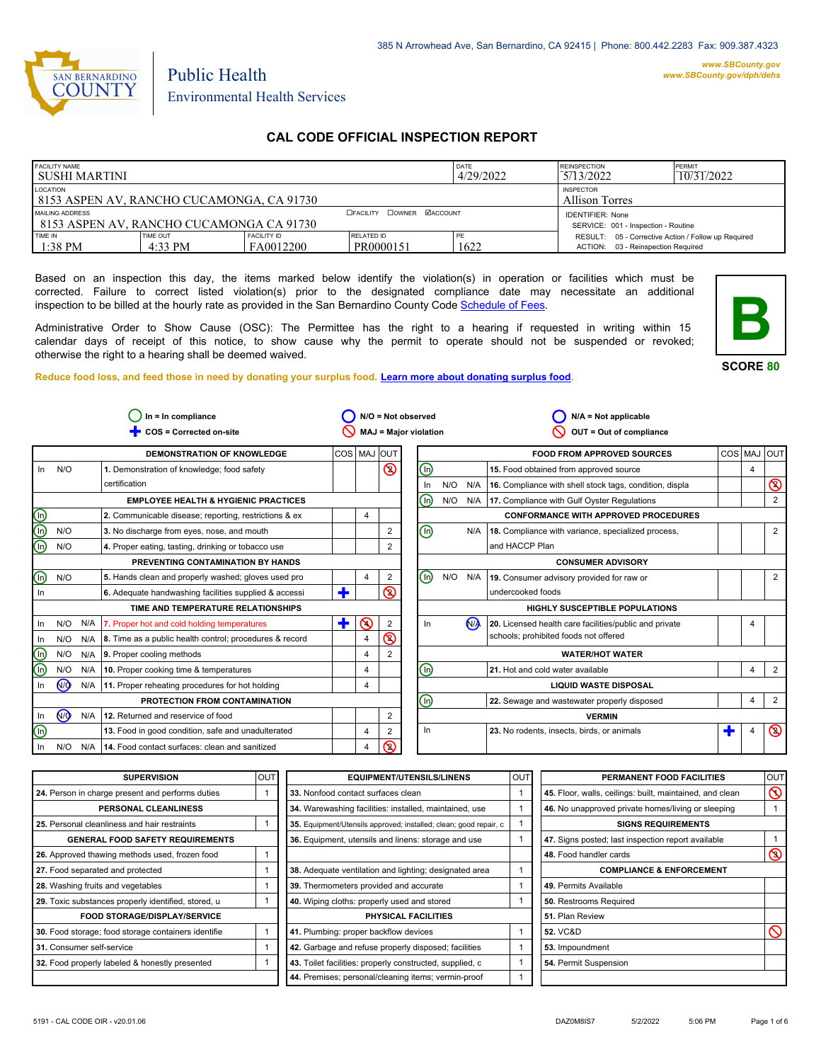385 N Arrowhead Ave, San Bernardino, CA 92415 | Phone: 800.442.2283 Fax: 909.387.4323

www.SBCounty.gov
www.SBCounty.gov/dph/dehs

SAN BERNARDINO COUNTY

Public Health
Environmental Health Services

# CAL CODE OFFICIAL INSPECTION REPORT

| FACILITY NAME | | | | DATE | REINSPECTION | PERMIT |
|---|---|---|---|---|---|---|
| SUSHI MARTINI | | | | 4/29/2022 | 5/13/2022 | 10/31/2022 |
| LOCATION: 8153 ASPEN AV, RANCHO CUCAMONGA, CA 91730 | | | | | INSPECTOR: Allison Torres | |
| MAILING ADDRESS: 8153 ASPEN AV, RANCHO CUCAMONGA CA 91730 | | | ☐FACILITY ☐OWNER ☑ACCOUNT | | IDENTIFIER: None; SERVICE: 001 - Inspection - Routine | |
| TIME IN: 1:38 PM | TIME OUT: 4:33 PM | FACILITY ID: FA0012200 | RELATED ID: PR0000151 | PE: 1622 | RESULT: 05 - Corrective Action / Follow up Required; ACTION: 03 - Reinspection Required | |

Based on an inspection this day, the items marked below identify the violation(s) in operation or facilities which must be corrected. Failure to correct listed violation(s) prior to the designated compliance date may necessitate an additional inspection to be billed at the hourly rate as provided in the San Bernardino County Code Schedule of Fees.

Administrative Order to Show Cause (OSC): The Permittee has the right to a hearing if requested in writing within 15 calendar days of receipt of this notice, to show cause why the permit to operate should not be suspended or revoked; otherwise the right to a hearing shall be deemed waived.

**B**

**SCORE 80**

Reduce food loss, and feed those in need by donating your surplus food. Learn more about donating surplus food.

In = In compliance; N/O = Not observed; N/A = Not applicable; COS = Corrected on-site; MAJ = Major violation; OUT = Out of compliance

| Status | | | Item | COS | MAJ | OUT |
|---|---|---|---|---|---|---|
| **DEMONSTRATION OF KNOWLEDGE** | | | | | | |
| In | N/O | | 1. Demonstration of knowledge; food safety certification | | | ⊘2 |
| **EMPLOYEE HEALTH & HYGIENIC PRACTICES** | | | | | | |
| (In) | | | 2. Communicable disease; reporting, restrictions & ex | | 4 | |
| (In) | N/O | | 3. No discharge from eyes, nose, and mouth | | | 2 |
| (In) | N/O | | 4. Proper eating, tasting, drinking or tobacco use | | | 2 |
| **PREVENTING CONTAMINATION BY HANDS** | | | | | | |
| (In) | N/O | | 5. Hands clean and properly washed; gloves used pro | | 4 | 2 |
| In | | | 6. Adequate handwashing facilities supplied & accessi | ✚ | | ⊘2 |
| **TIME AND TEMPERATURE RELATIONSHIPS** | | | | | | |
| In | N/O | N/A | 7. Proper hot and cold holding temperatures | ✚ | ⊘4 | 2 |
| In | N/O | N/A | 8. Time as a public health control; procedures & record | | 4 | ⊘2 |
| (In) | N/O | N/A | 9. Proper cooling methods | | 4 | 2 |
| (In) | N/O | N/A | 10. Proper cooking time & temperatures | | 4 | |
| In | (N/O) | N/A | 11. Proper reheating procedures for hot holding | | 4 | |
| **PROTECTION FROM CONTAMINATION** | | | | | | |
| In | (N/O) | N/A | 12. Returned and reservice of food | | | 2 |
| (In) | | | 13. Food in good condition, safe and unadulterated | | 4 | 2 |
| In | N/O | N/A | 14. Food contact surfaces: clean and sanitized | | 4 | ⊘2 |
| **FOOD FROM APPROVED SOURCES** | | | | | | |
| (In) | | | 15. Food obtained from approved source | | 4 | |
| In | N/O | N/A | 16. Compliance with shell stock tags, condition, displa | | | ⊘2 |
| (In) | N/O | N/A | 17. Compliance with Gulf Oyster Regulations | | | 2 |
| **CONFORMANCE WITH APPROVED PROCEDURES** | | | | | | |
| (In) | | N/A | 18. Compliance with variance, specialized process, and HACCP Plan | | | 2 |
| **CONSUMER ADVISORY** | | | | | | |
| (In) | N/O | N/A | 19. Consumer advisory provided for raw or undercooked foods | | | 2 |
| **HIGHLY SUSCEPTIBLE POPULATIONS** | | | | | | |
| In | | (N/A) | 20. Licensed health care facilities/public and private schools; prohibited foods not offered | | 4 | |
| **WATER/HOT WATER** | | | | | | |
| (In) | | | 21. Hot and cold water available | | 4 | 2 |
| **LIQUID WASTE DISPOSAL** | | | | | | |
| (In) | | | 22. Sewage and wastewater properly disposed | | 4 | 2 |
| **VERMIN** | | | | | | |
| In | | | 23. No rodents, insects, birds, or animals | ✚ | 4 | ⊘2 |

| Item | OUT |
|---|---|
| **SUPERVISION** | |
| 24. Person in charge present and performs duties | 1 |
| **PERSONAL CLEANLINESS** | |
| 25. Personal cleanliness and hair restraints | 1 |
| **GENERAL FOOD SAFETY REQUIREMENTS** | |
| 26. Approved thawing methods used, frozen food | 1 |
| 27. Food separated and protected | 1 |
| 28. Washing fruits and vegetables | 1 |
| 29. Toxic substances properly identified, stored, u | 1 |
| **FOOD STORAGE/DISPLAY/SERVICE** | |
| 30. Food storage; food storage containers identifie | 1 |
| 31. Consumer self-service | 1 |
| 32. Food properly labeled & honestly presented | 1 |
| **EQUIPMENT/UTENSILS/LINENS** | |
| 33. Nonfood contact surfaces clean | 1 |
| 34. Warewashing facilities: installed, maintained, use | 1 |
| 35. Equipment/Utensils approved; installed; clean; good repair, c | 1 |
| 36. Equipment, utensils and linens: storage and use | 1 |
| 38. Adequate ventilation and lighting; designated area | 1 |
| 39. Thermometers provided and accurate | 1 |
| 40. Wiping cloths: properly used and stored | 1 |
| **PHYSICAL FACILITIES** | |
| 41. Plumbing: proper backflow devices | 1 |
| 42. Garbage and refuse properly disposed; facilities | 1 |
| 43. Toilet facilities: properly constructed, supplied, c | 1 |
| 44. Premises; personal/cleaning items; vermin-proof | 1 |
| **PERMANENT FOOD FACILITIES** | |
| 45. Floor, walls, ceilings: built, maintained, and clean | ⊘1 |
| 46. No unapproved private homes/living or sleeping | 1 |
| **SIGNS REQUIREMENTS** | |
| 47. Signs posted; last inspection report available | 1 |
| 48. Food handler cards | ⊘3 |
| **COMPLIANCE & ENFORCEMENT** | |
| 49. Permits Available | |
| 50. Restrooms Required | |
| 51. Plan Review | |
| 52. VC&D | ⊘ |
| 53. Impoundment | |
| 54. Permit Suspension | |

5191 - CAL CODE OIR - v20.01.06 | DAZ0M8IS7 | 5/2/2022 | 5:06 PM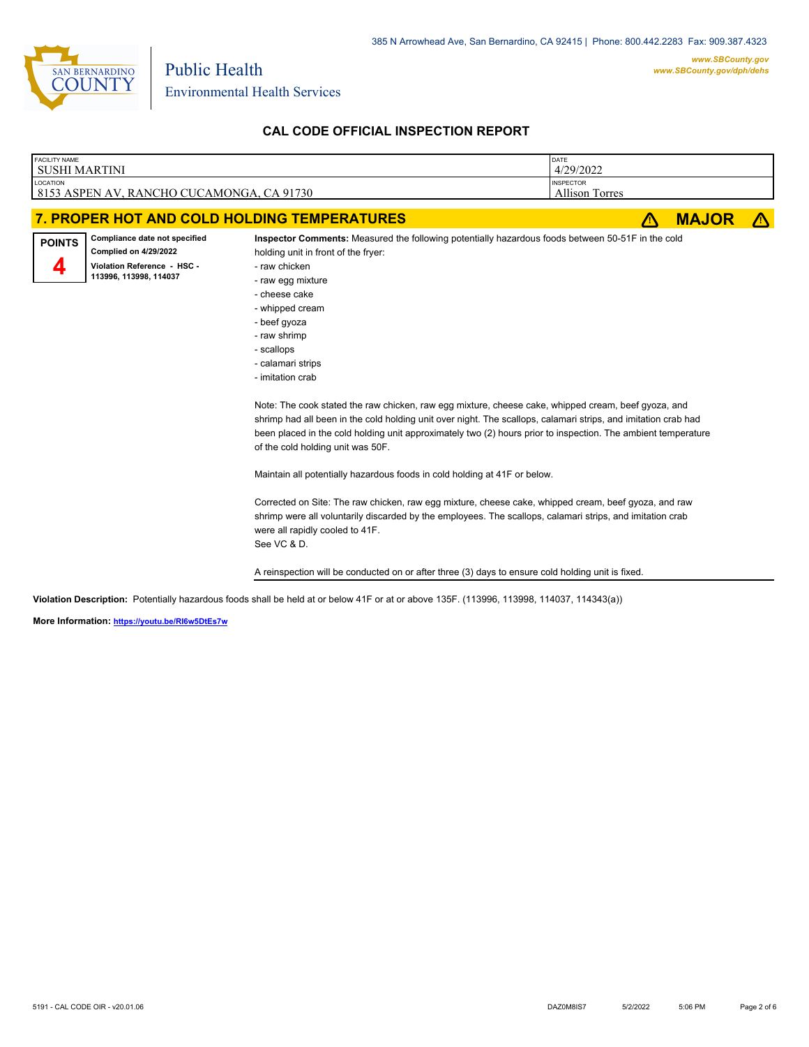385 N Arrowhead Ave, San Bernardino, CA 92415 | Phone: 800.442.2283 Fax: 909.387.4323

Public Health
Environmental Health Services

*www.SBCounty.gov*
*www.SBCounty.gov/dph/dehs*

## CAL CODE OFFICIAL INSPECTION REPORT

| FACILITY NAME | DATE |
|---|---|
| SUSHI MARTINI | 4/29/2022 |
| **LOCATION** | **INSPECTOR** |
| 8153 ASPEN AV, RANCHO CUCAMONGA, CA 91730 | Allison Torres |

## 7. PROPER HOT AND COLD HOLDING TEMPERATURES — ⚠ MAJOR ⚠

**POINTS**
**4**

**Compliance date not specified**
**Complied on 4/29/2022**
**Violation Reference - HSC - 113996, 113998, 114037**

**Inspector Comments:** Measured the following potentially hazardous foods between 50-51F in the cold holding unit in front of the fryer:
- raw chicken
- raw egg mixture
- cheese cake
- whipped cream
- beef gyoza
- raw shrimp
- scallops
- calamari strips
- imitation crab

Note: The cook stated the raw chicken, raw egg mixture, cheese cake, whipped cream, beef gyoza, and shrimp had all been in the cold holding unit over night. The scallops, calamari strips, and imitation crab had been placed in the cold holding unit approximately two (2) hours prior to inspection. The ambient temperature of the cold holding unit was 50F.

Maintain all potentially hazardous foods in cold holding at 41F or below.

Corrected on Site: The raw chicken, raw egg mixture, cheese cake, whipped cream, beef gyoza, and raw shrimp were all voluntarily discarded by the employees. The scallops, calamari strips, and imitation crab were all rapidly cooled to 41F.
See VC & D.

A reinspection will be conducted on or after three (3) days to ensure cold holding unit is fixed.

**Violation Description:** Potentially hazardous foods shall be held at or below 41F or at or above 135F. (113996, 113998, 114037, 114343(a))

**More Information:** https://youtu.be/RI6w5DtEs7w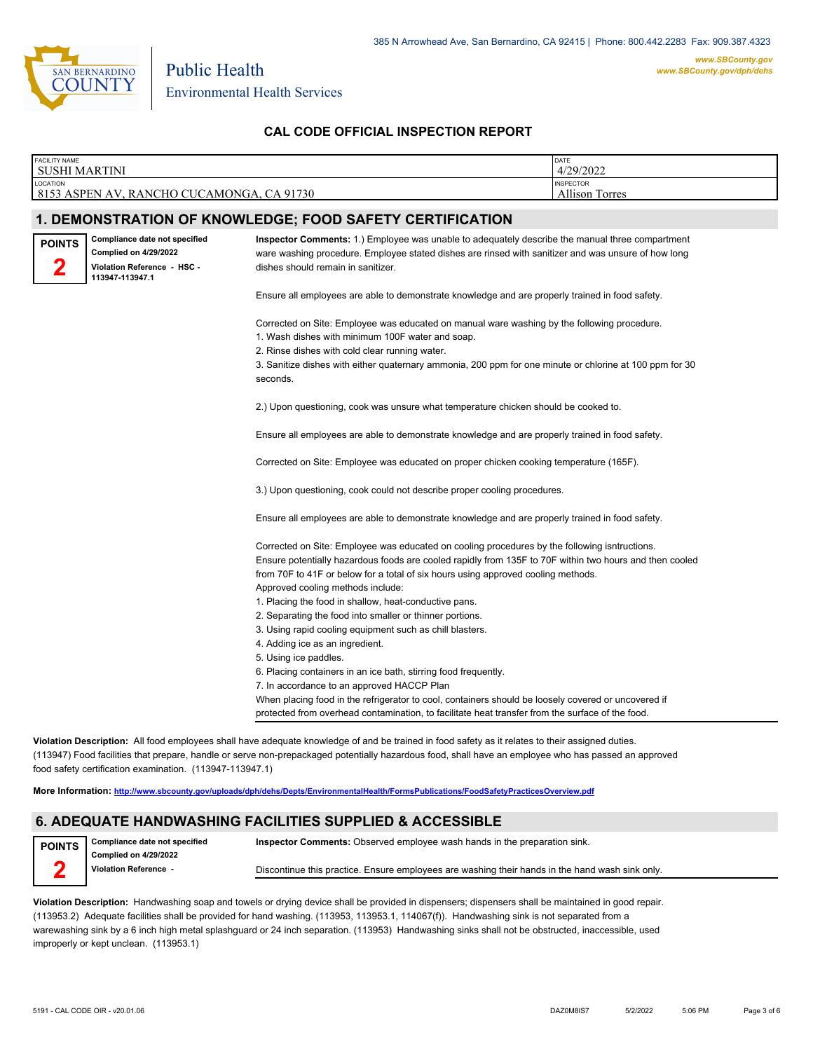385 N Arrowhead Ave, San Bernardino, CA 92415 | Phone: 800.442.2283 Fax: 909.387.4323

www.SBCounty.gov
www.SBCounty.gov/dph/dehs

SAN BERNARDINO COUNTY

Public Health
Environmental Health Services

## CAL CODE OFFICIAL INSPECTION REPORT

| FACILITY NAME | DATE |
|---|---|
| SUSHI MARTINI | 4/29/2022 |
| LOCATION | INSPECTOR |
| 8153 ASPEN AV, RANCHO CUCAMONGA, CA 91730 | Allison Torres |

## 1. DEMONSTRATION OF KNOWLEDGE; FOOD SAFETY CERTIFICATION

**POINTS**
**2**

**Compliance date not specified**
**Complied on 4/29/2022**
**Violation Reference - HSC - 113947-113947.1**

**Inspector Comments:** 1.) Employee was unable to adequately describe the manual three compartment ware washing procedure. Employee stated dishes are rinsed with sanitizer and was unsure of how long dishes should remain in sanitizer.

Ensure all employees are able to demonstrate knowledge and are properly trained in food safety.

Corrected on Site: Employee was educated on manual ware washing by the following procedure.
1. Wash dishes with minimum 100F water and soap.
2. Rinse dishes with cold clear running water.
3. Sanitize dishes with either quaternary ammonia, 200 ppm for one minute or chlorine at 100 ppm for 30 seconds.

2.) Upon questioning, cook was unsure what temperature chicken should be cooked to.

Ensure all employees are able to demonstrate knowledge and are properly trained in food safety.

Corrected on Site: Employee was educated on proper chicken cooking temperature (165F).

3.) Upon questioning, cook could not describe proper cooling procedures.

Ensure all employees are able to demonstrate knowledge and are properly trained in food safety.

Corrected on Site: Employee was educated on cooling procedures by the following isntructions.
Ensure potentially hazardous foods are cooled rapidly from 135F to 70F within two hours and then cooled from 70F to 41F or below for a total of six hours using approved cooling methods.
Approved cooling methods include:
1. Placing the food in shallow, heat-conductive pans.
2. Separating the food into smaller or thinner portions.
3. Using rapid cooling equipment such as chill blasters.
4. Adding ice as an ingredient.
5. Using ice paddles.
6. Placing containers in an ice bath, stirring food frequently.
7. In accordance to an approved HACCP Plan
When placing food in the refrigerator to cool, containers should be loosely covered or uncovered if protected from overhead contamination, to facilitate heat transfer from the surface of the food.

**Violation Description:** All food employees shall have adequate knowledge of and be trained in food safety as it relates to their assigned duties. (113947) Food facilities that prepare, handle or serve non-prepackaged potentially hazardous food, shall have an employee who has passed an approved food safety certification examination. (113947-113947.1)

**More Information:** http://www.sbcounty.gov/uploads/dph/dehs/Depts/EnvironmentalHealth/FormsPublications/FoodSafetyPracticesOverview.pdf

## 6. ADEQUATE HANDWASHING FACILITIES SUPPLIED & ACCESSIBLE

**POINTS**
**2**

**Compliance date not specified**
**Complied on 4/29/2022**
**Violation Reference -**

**Inspector Comments:** Observed employee wash hands in the preparation sink.

Discontinue this practice. Ensure employees are washing their hands in the hand wash sink only.

**Violation Description:** Handwashing soap and towels or drying device shall be provided in dispensers; dispensers shall be maintained in good repair. (113953.2) Adequate facilities shall be provided for hand washing. (113953, 113953.1, 114067(f)). Handwashing sink is not separated from a warewashing sink by a 6 inch high metal splashguard or 24 inch separation. (113953) Handwashing sinks shall not be obstructed, inaccessible, used improperly or kept unclean. (113953.1)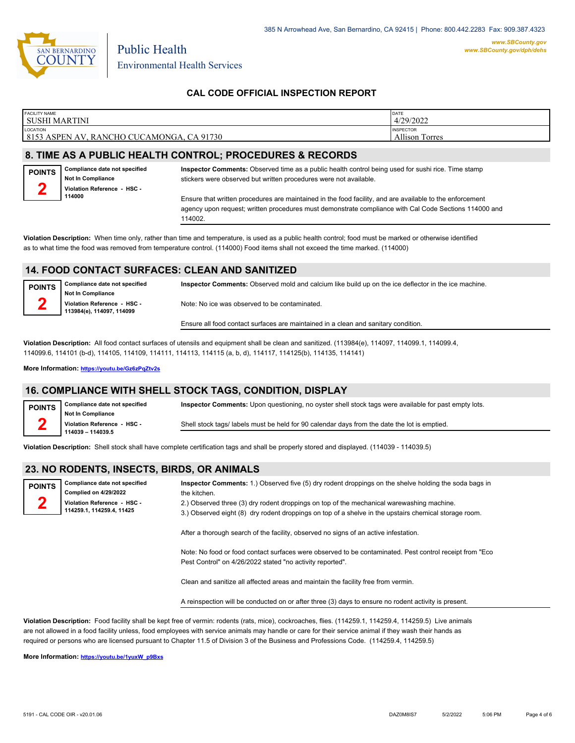# CAL CODE OFFICIAL INSPECTION REPORT

| FACILITY NAME | DATE |
|---|---|
| SUSHI MARTINI | 4/29/2022 |
| **LOCATION** | **INSPECTOR** |
| 8153 ASPEN AV, RANCHO CUCAMONGA, CA 91730 | Allison Torres |

## 8. TIME AS A PUBLIC HEALTH CONTROL; PROCEDURES & RECORDS

**POINTS 2**

**Compliance date not specified**
**Not In Compliance**
**Violation Reference - HSC - 114000**

**Inspector Comments:** Observed time as a public health control being used for sushi rice. Time stamp stickers were observed but written procedures were not available.

Ensure that written procedures are maintained in the food facility, and are available to the enforcement agency upon request; written procedures must demonstrate compliance with Cal Code Sections 114000 and 114002.

**Violation Description:** When time only, rather than time and temperature, is used as a public health control; food must be marked or otherwise identified as to what time the food was removed from temperature control. (114000) Food items shall not exceed the time marked. (114000)

## 14. FOOD CONTACT SURFACES: CLEAN AND SANITIZED

**POINTS 2**

**Compliance date not specified**
**Not In Compliance**
**Violation Reference - HSC - 113984(e), 114097, 114099**

**Inspector Comments:** Observed mold and calcium like build up on the ice deflector in the ice machine.

Note: No ice was observed to be contaminated.

Ensure all food contact surfaces are maintained in a clean and sanitary condition.

**Violation Description:** All food contact surfaces of utensils and equipment shall be clean and sanitized. (113984(e), 114097, 114099.1, 114099.4, 114099.6, 114101 (b-d), 114105, 114109, 114111, 114113, 114115 (a, b, d), 114117, 114125(b), 114135, 114141)

**More Information:** https://youtu.be/Gz6zPqZtv2s

## 16. COMPLIANCE WITH SHELL STOCK TAGS, CONDITION, DISPLAY

**POINTS 2**

**Compliance date not specified**
**Not In Compliance**
**Violation Reference - HSC - 114039 – 114039.5**

**Inspector Comments:** Upon questioning, no oyster shell stock tags were available for past empty lots.

Shell stock tags/ labels must be held for 90 calendar days from the date the lot is emptied.

**Violation Description:** Shell stock shall have complete certification tags and shall be properly stored and displayed. (114039 - 114039.5)

## 23. NO RODENTS, INSECTS, BIRDS, OR ANIMALS

**POINTS 2**

**Compliance date not specified**
**Complied on 4/29/2022**
**Violation Reference - HSC - 114259.1, 114259.4, 11425**

**Inspector Comments:** 1.) Observed five (5) dry rodent droppings on the shelve holding the soda bags in the kitchen.
2.) Observed three (3) dry rodent droppings on top of the mechanical warewashing machine.
3.) Observed eight (8) dry rodent droppings on top of a shelve in the upstairs chemical storage room.

After a thorough search of the facility, observed no signs of an active infestation.

Note: No food or food contact surfaces were observed to be contaminated. Pest control receipt from "Eco Pest Control" on 4/26/2022 stated "no activity reported".

Clean and sanitize all affected areas and maintain the facility free from vermin.

A reinspection will be conducted on or after three (3) days to ensure no rodent activity is present.

**Violation Description:** Food facility shall be kept free of vermin: rodents (rats, mice), cockroaches, flies. (114259.1, 114259.4, 114259.5) Live animals are not allowed in a food facility unless, food employees with service animals may handle or care for their service animal if they wash their hands as required or persons who are licensed pursuant to Chapter 11.5 of Division 3 of the Business and Professions Code. (114259.4, 114259.5)

**More Information:** https://youtu.be/1yuxW_p9Bxs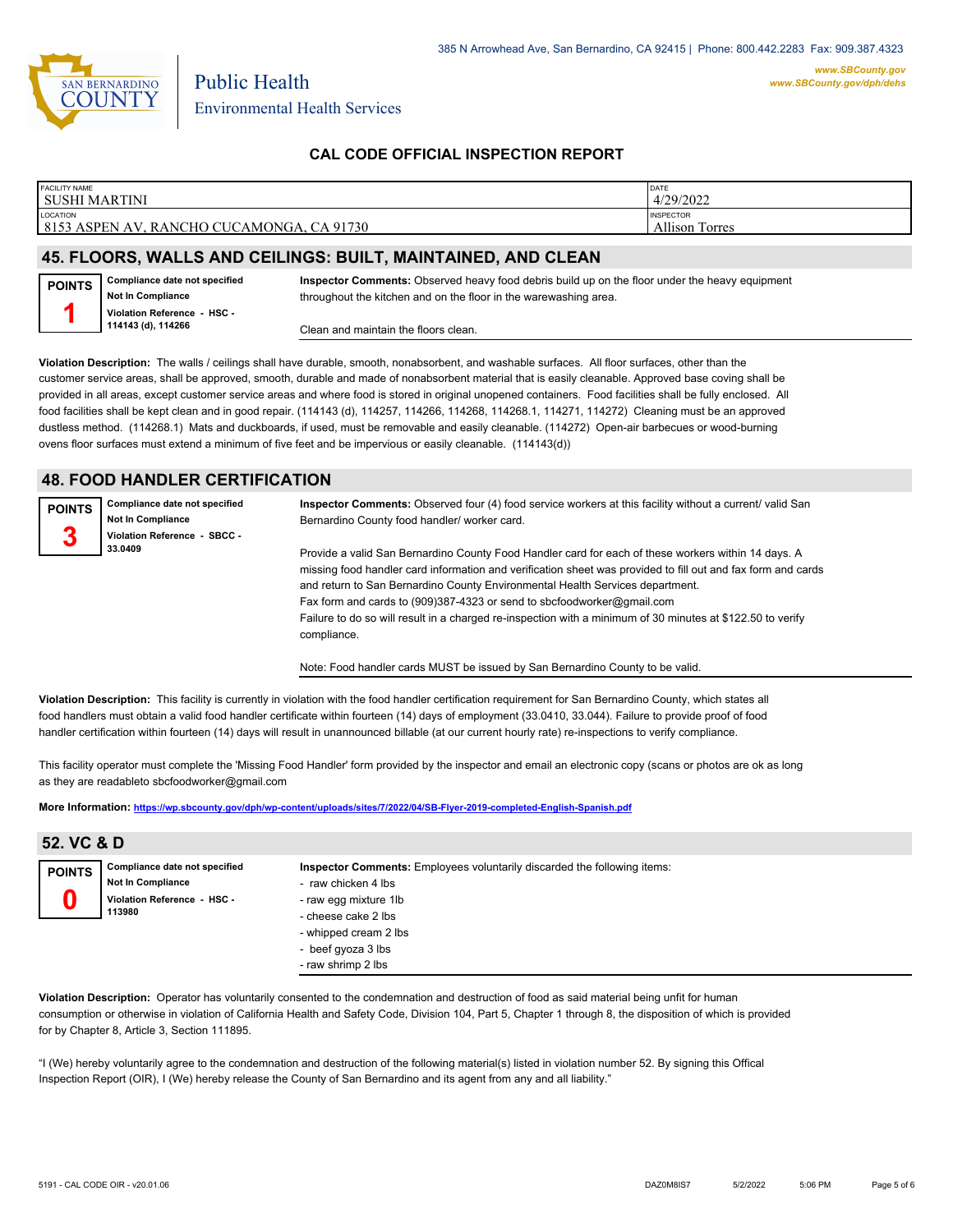385 N Arrowhead Ave, San Bernardino, CA 92415 | Phone: 800.442.2283 Fax: 909.387.4323

Public Health
Environmental Health Services

www.SBCounty.gov
www.SBCounty.gov/dph/dehs

## CAL CODE OFFICIAL INSPECTION REPORT

| FACILITY NAME | DATE |
|---|---|
| SUSHI MARTINI | 4/29/2022 |
| LOCATION | INSPECTOR |
| 8153 ASPEN AV, RANCHO CUCAMONGA, CA 91730 | Allison Torres |

## 45. FLOORS, WALLS AND CEILINGS: BUILT, MAINTAINED, AND CLEAN

**POINTS 1**

**Compliance date not specified**
**Not In Compliance**
**Violation Reference - HSC - 114143 (d), 114266**

**Inspector Comments:** Observed heavy food debris build up on the floor under the heavy equipment throughout the kitchen and on the floor in the warewashing area.

Clean and maintain the floors clean.

**Violation Description:** The walls / ceilings shall have durable, smooth, nonabsorbent, and washable surfaces. All floor surfaces, other than the customer service areas, shall be approved, smooth, durable and made of nonabsorbent material that is easily cleanable. Approved base coving shall be provided in all areas, except customer service areas and where food is stored in original unopened containers. Food facilities shall be fully enclosed. All food facilities shall be kept clean and in good repair. (114143 (d), 114257, 114266, 114268, 114268.1, 114271, 114272) Cleaning must be an approved dustless method. (114268.1) Mats and duckboards, if used, must be removable and easily cleanable. (114272) Open-air barbecues or wood-burning ovens floor surfaces must extend a minimum of five feet and be impervious or easily cleanable. (114143(d))

## 48. FOOD HANDLER CERTIFICATION

**POINTS 3**

**Compliance date not specified**
**Not In Compliance**
**Violation Reference - SBCC - 33.0409**

**Inspector Comments:** Observed four (4) food service workers at this facility without a current/ valid San Bernardino County food handler/ worker card.

Provide a valid San Bernardino County Food Handler card for each of these workers within 14 days. A missing food handler card information and verification sheet was provided to fill out and fax form and cards and return to San Bernardino County Environmental Health Services department.
Fax form and cards to (909)387-4323 or send to sbcfoodworker@gmail.com
Failure to do so will result in a charged re-inspection with a minimum of 30 minutes at $122.50 to verify compliance.

Note: Food handler cards MUST be issued by San Bernardino County to be valid.

**Violation Description:** This facility is currently in violation with the food handler certification requirement for San Bernardino County, which states all food handlers must obtain a valid food handler certificate within fourteen (14) days of employment (33.0410, 33.044). Failure to provide proof of food handler certification within fourteen (14) days will result in unannounced billable (at our current hourly rate) re-inspections to verify compliance.

This facility operator must complete the 'Missing Food Handler' form provided by the inspector and email an electronic copy (scans or photos are ok as long as they are readableto sbcfoodworker@gmail.com

**More Information:** https://wp.sbcounty.gov/dph/wp-content/uploads/sites/7/2022/04/SB-Flyer-2019-completed-English-Spanish.pdf

## 52. VC & D

**POINTS 0**

**Compliance date not specified**
**Not In Compliance**
**Violation Reference - HSC - 113980**

**Inspector Comments:** Employees voluntarily discarded the following items:
- raw chicken 4 lbs
- raw egg mixture 1lb
- cheese cake 2 lbs
- whipped cream 2 lbs
- beef gyoza 3 lbs
- raw shrimp 2 lbs

**Violation Description:** Operator has voluntarily consented to the condemnation and destruction of food as said material being unfit for human consumption or otherwise in violation of California Health and Safety Code, Division 104, Part 5, Chapter 1 through 8, the disposition of which is provided for by Chapter 8, Article 3, Section 111895.

"I (We) hereby voluntarily agree to the condemnation and destruction of the following material(s) listed in violation number 52. By signing this Offical Inspection Report (OIR), I (We) hereby release the County of San Bernardino and its agent from any and all liability."

5191 - CAL CODE OIR - v20.01.06 DAZ0M8IS7 5/2/2022 5:06 PM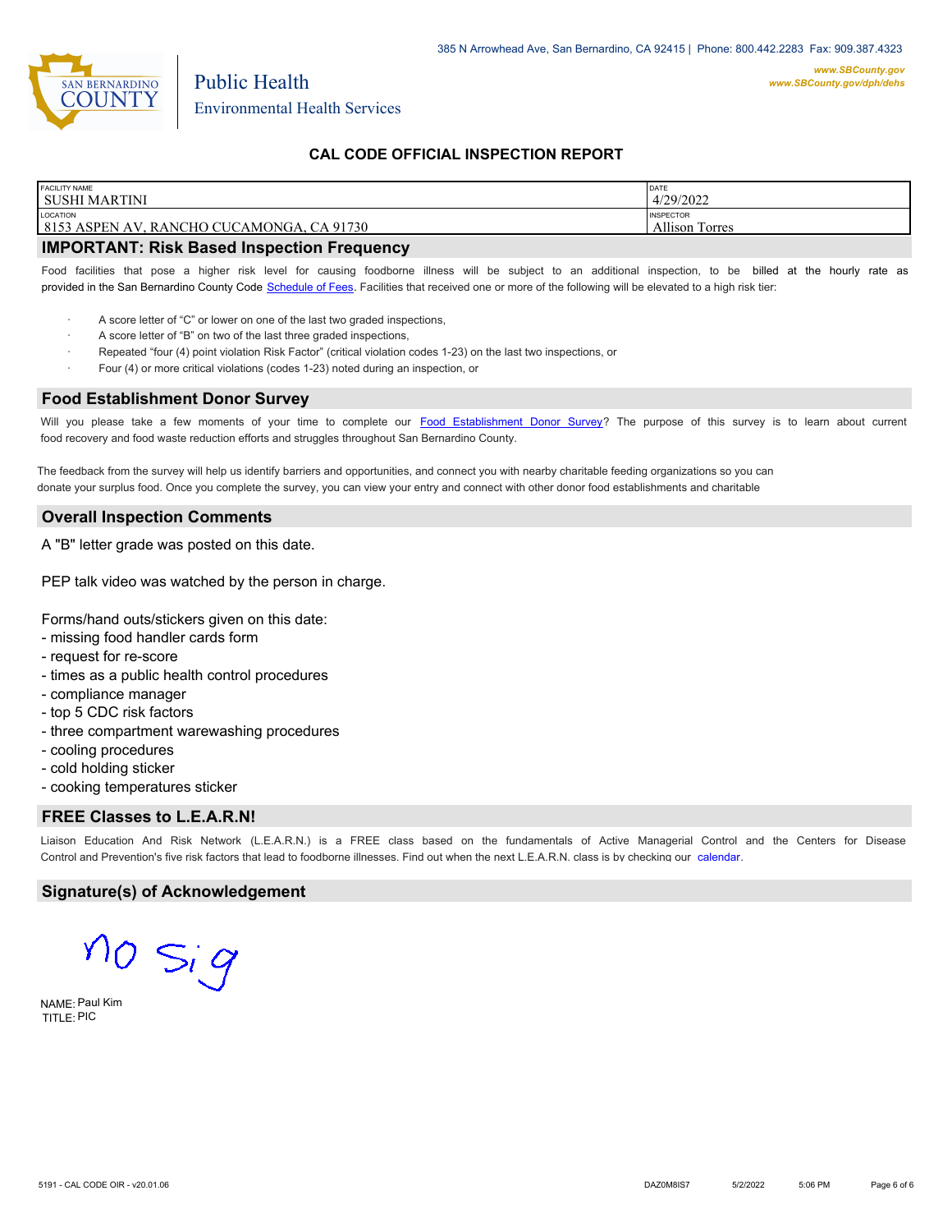385 N Arrowhead Ave, San Bernardino, CA 92415 | Phone: 800.442.2283 Fax: 909.387.4323

www.SBCounty.gov
www.SBCounty.gov/dph/dehs

Public Health
Environmental Health Services

## CAL CODE OFFICIAL INSPECTION REPORT

| FACILITY NAME | DATE |
|---|---|
| SUSHI MARTINI | 4/29/2022 |
| **LOCATION** | **INSPECTOR** |
| 8153 ASPEN AV, RANCHO CUCAMONGA, CA 91730 | Allison Torres |

## IMPORTANT: Risk Based Inspection Frequency

Food facilities that pose a higher risk level for causing foodborne illness will be subject to an additional inspection, to be billed at the hourly rate as provided in the San Bernardino County Code Schedule of Fees. Facilities that received one or more of the following will be elevated to a high risk tier:

- A score letter of “C” or lower on one of the last two graded inspections,
- A score letter of “B” on two of the last three graded inspections,
- Repeated “four (4) point violation Risk Factor” (critical violation codes 1-23) on the last two inspections, or
- Four (4) or more critical violations (codes 1-23) noted during an inspection, or

## Food Establishment Donor Survey

Will you please take a few moments of your time to complete our Food Establishment Donor Survey? The purpose of this survey is to learn about current food recovery and food waste reduction efforts and struggles throughout San Bernardino County.

The feedback from the survey will help us identify barriers and opportunities, and connect you with nearby charitable feeding organizations so you can donate your surplus food. Once you complete the survey, you can view your entry and connect with other donor food establishments and charitable

## Overall Inspection Comments

A "B" letter grade was posted on this date.

PEP talk video was watched by the person in charge.

Forms/hand outs/stickers given on this date:
- missing food handler cards form
- request for re-score
- times as a public health control procedures
- compliance manager
- top 5 CDC risk factors
- three compartment warewashing procedures
- cooling procedures
- cold holding sticker
- cooking temperatures sticker

## FREE Classes to L.E.A.R.N!

Liaison Education And Risk Network (L.E.A.R.N.) is a FREE class based on the fundamentals of Active Managerial Control and the Centers for Disease Control and Prevention's five risk factors that lead to foodborne illnesses. Find out when the next L.E.A.R.N. class is by checking our calendar.

## Signature(s) of Acknowledgement

no sig

NAME: Paul Kim
TITLE: PIC

5191 - CAL CODE OIR - v20.01.06 DAZ0M8IS7 5/2/2022 5:06 PM